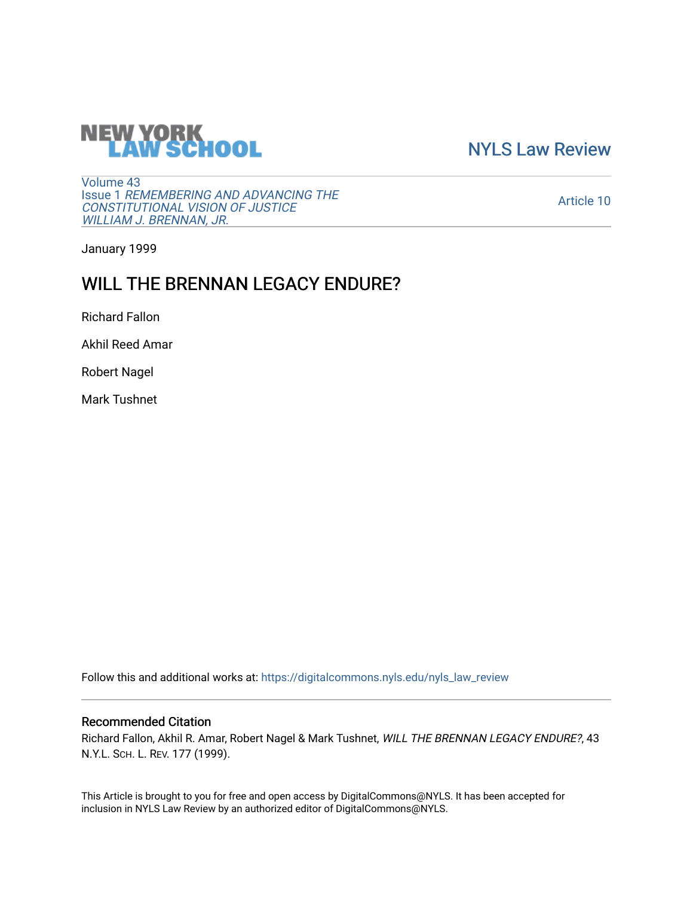NEW YORK LAW SCHOOL

NYLS Law Review

Volume 43
Issue 1 *REMEMBERING AND ADVANCING THE CONSTITUTIONAL VISION OF JUSTICE WILLIAM J. BRENNAN, JR.*

Article 10

January 1999

# WILL THE BRENNAN LEGACY ENDURE?

Richard Fallon

Akhil Reed Amar

Robert Nagel

Mark Tushnet

Follow this and additional works at: https://digitalcommons.nyls.edu/nyls_law_review

## Recommended Citation

Richard Fallon, Akhil R. Amar, Robert Nagel & Mark Tushnet, *WILL THE BRENNAN LEGACY ENDURE?*, 43 N.Y.L. Sch. L. Rev. 177 (1999).

This Article is brought to you for free and open access by DigitalCommons@NYLS. It has been accepted for inclusion in NYLS Law Review by an authorized editor of DigitalCommons@NYLS.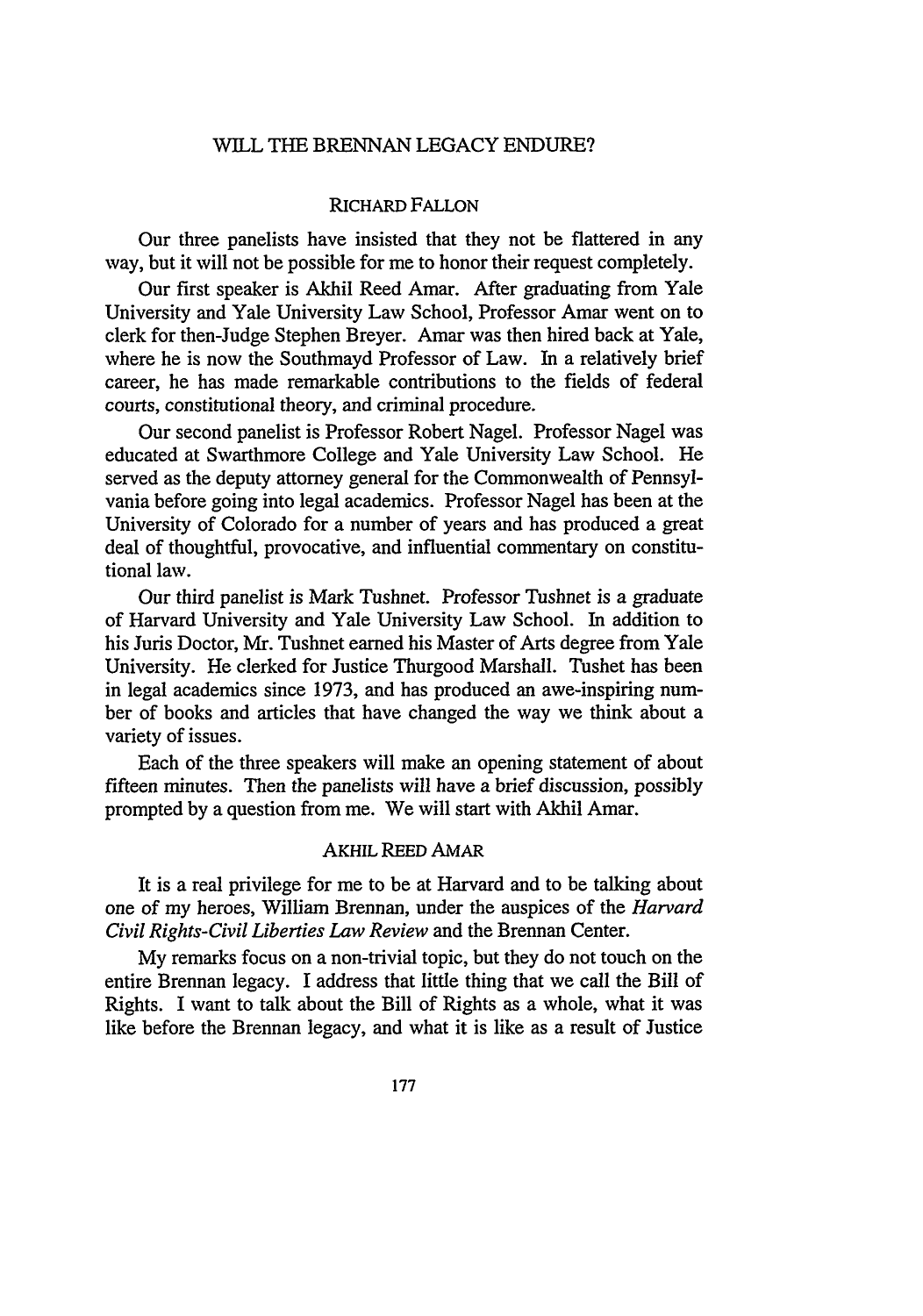# WILL THE BRENNAN LEGACY ENDURE?

## RICHARD FALLON

Our three panelists have insisted that they not be flattered in any way, but it will not be possible for me to honor their request completely.

Our first speaker is Akhil Reed Amar. After graduating from Yale University and Yale University Law School, Professor Amar went on to clerk for then-Judge Stephen Breyer. Amar was then hired back at Yale, where he is now the Southmayd Professor of Law. In a relatively brief career, he has made remarkable contributions to the fields of federal courts, constitutional theory, and criminal procedure.

Our second panelist is Professor Robert Nagel. Professor Nagel was educated at Swarthmore College and Yale University Law School. He served as the deputy attorney general for the Commonwealth of Pennsylvania before going into legal academics. Professor Nagel has been at the University of Colorado for a number of years and has produced a great deal of thoughtful, provocative, and influential commentary on constitutional law.

Our third panelist is Mark Tushnet. Professor Tushnet is a graduate of Harvard University and Yale University Law School. In addition to his Juris Doctor, Mr. Tushnet earned his Master of Arts degree from Yale University. He clerked for Justice Thurgood Marshall. Tushet has been in legal academics since 1973, and has produced an awe-inspiring number of books and articles that have changed the way we think about a variety of issues.

Each of the three speakers will make an opening statement of about fifteen minutes. Then the panelists will have a brief discussion, possibly prompted by a question from me. We will start with Akhil Amar.

## AKHIL REED AMAR

It is a real privilege for me to be at Harvard and to be talking about one of my heroes, William Brennan, under the auspices of the *Harvard Civil Rights-Civil Liberties Law Review* and the Brennan Center.

My remarks focus on a non-trivial topic, but they do not touch on the entire Brennan legacy. I address that little thing that we call the Bill of Rights. I want to talk about the Bill of Rights as a whole, what it was like before the Brennan legacy, and what it is like as a result of Justice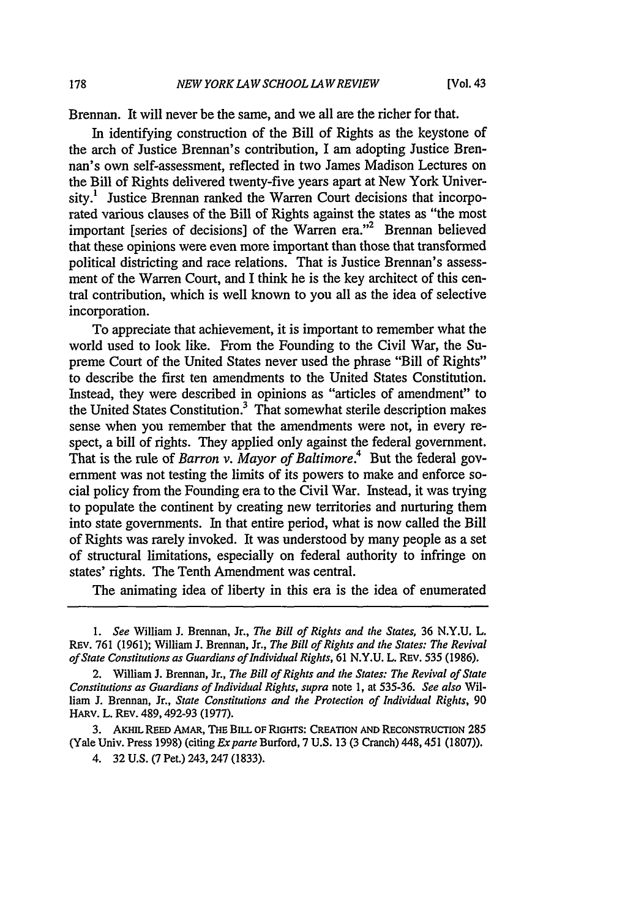Brennan. It will never be the same, and we all are the richer for that.

In identifying construction of the Bill of Rights as the keystone of the arch of Justice Brennan's contribution, I am adopting Justice Brennan's own self-assessment, reflected in two James Madison Lectures on the Bill of Rights delivered twenty-five years apart at New York University.[1] Justice Brennan ranked the Warren Court decisions that incorporated various clauses of the Bill of Rights against the states as "the most important [series of decisions] of the Warren era."[2] Brennan believed that these opinions were even more important than those that transformed political districting and race relations. That is Justice Brennan's assessment of the Warren Court, and I think he is the key architect of this central contribution, which is well known to you all as the idea of selective incorporation.

To appreciate that achievement, it is important to remember what the world used to look like. From the Founding to the Civil War, the Supreme Court of the United States never used the phrase "Bill of Rights" to describe the first ten amendments to the United States Constitution. Instead, they were described in opinions as "articles of amendment" to the United States Constitution.[3] That somewhat sterile description makes sense when you remember that the amendments were not, in every respect, a bill of rights. They applied only against the federal government. That is the rule of *Barron v. Mayor of Baltimore*.[4] But the federal government was not testing the limits of its powers to make and enforce social policy from the Founding era to the Civil War. Instead, it was trying to populate the continent by creating new territories and nurturing them into state governments. In that entire period, what is now called the Bill of Rights was rarely invoked. It was understood by many people as a set of structural limitations, especially on federal authority to infringe on states' rights. The Tenth Amendment was central.

The animating idea of liberty in this era is the idea of enumerated

---

1. *See* William J. Brennan, Jr., *The Bill of Rights and the States*, 36 N.Y.U. L. REV. 761 (1961); William J. Brennan, Jr., *The Bill of Rights and the States: The Revival of State Constitutions as Guardians of Individual Rights*, 61 N.Y.U. L. REV. 535 (1986).

2. William J. Brennan, Jr., *The Bill of Rights and the States: The Revival of State Constitutions as Guardians of Individual Rights*, *supra* note 1, at 535-36. *See also* William J. Brennan, Jr., *State Constitutions and the Protection of Individual Rights*, 90 HARV. L. REV. 489, 492-93 (1977).

3. AKHIL REED AMAR, THE BILL OF RIGHTS: CREATION AND RECONSTRUCTION 285 (Yale Univ. Press 1998) (citing *Ex parte* Burford, 7 U.S. 13 (3 Cranch) 448, 451 (1807)).

4. 32 U.S. (7 Pet.) 243, 247 (1833).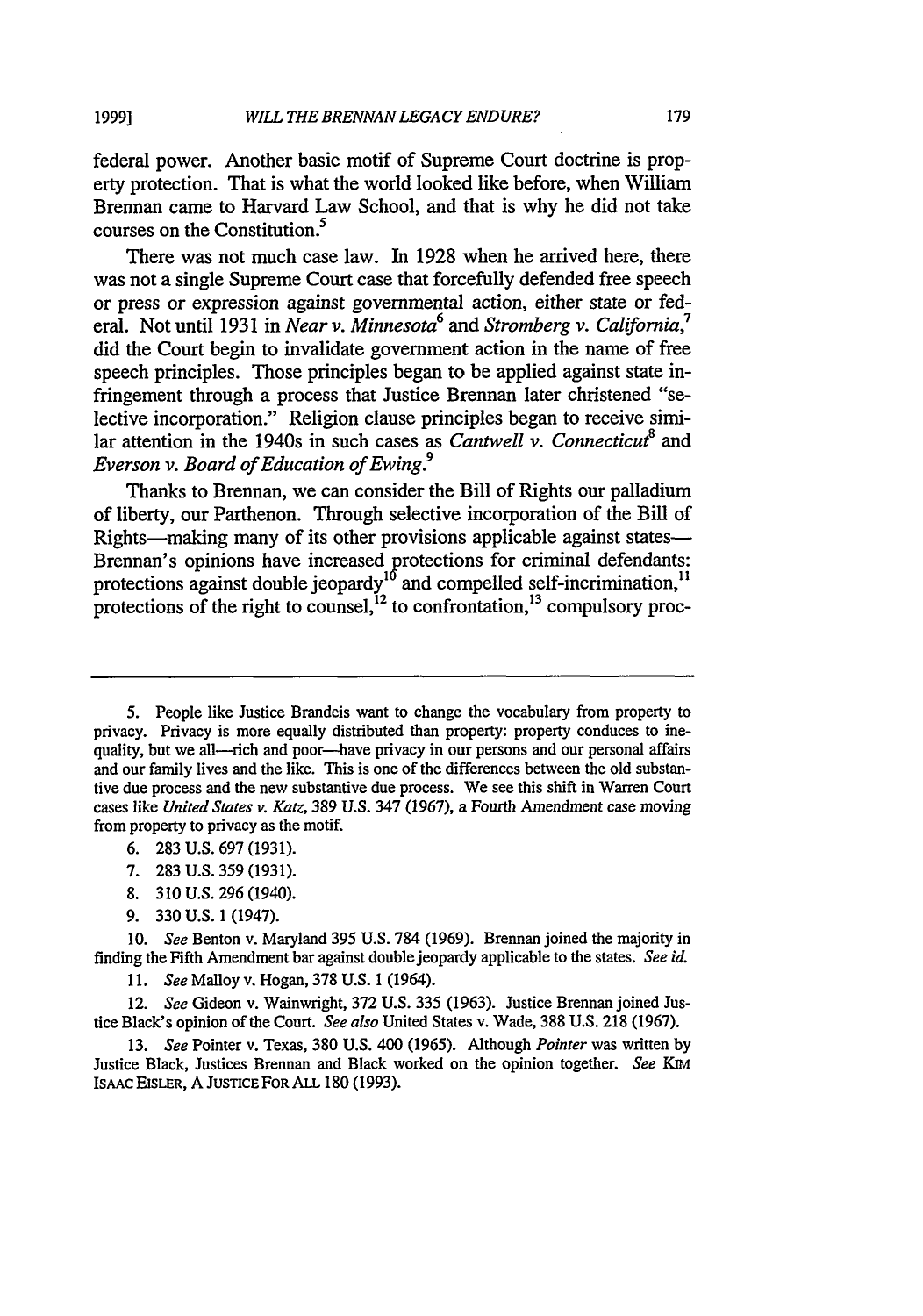federal power. Another basic motif of Supreme Court doctrine is property protection. That is what the world looked like before, when William Brennan came to Harvard Law School, and that is why he did not take courses on the Constitution.[5]

There was not much case law. In 1928 when he arrived here, there was not a single Supreme Court case that forcefully defended free speech or press or expression against governmental action, either state or federal. Not until 1931 in *Near v. Minnesota*[6] and *Stromberg v. California*,[7] did the Court begin to invalidate government action in the name of free speech principles. Those principles began to be applied against state infringement through a process that Justice Brennan later christened "selective incorporation." Religion clause principles began to receive similar attention in the 1940s in such cases as *Cantwell v. Connecticut*[8] and *Everson v. Board of Education of Ewing*.[9]

Thanks to Brennan, we can consider the Bill of Rights our palladium of liberty, our Parthenon. Through selective incorporation of the Bill of Rights—making many of its other provisions applicable against states—Brennan's opinions have increased protections for criminal defendants: protections against double jeopardy[10] and compelled self-incrimination,[11] protections of the right to counsel,[12] to confrontation,[13] compulsory proc-

---

5. People like Justice Brandeis want to change the vocabulary from property to privacy. Privacy is more equally distributed than property: property conduces to inequality, but we all—rich and poor—have privacy in our persons and our personal affairs and our family lives and the like. This is one of the differences between the old substantive due process and the new substantive due process. We see this shift in Warren Court cases like *United States v. Katz*, 389 U.S. 347 (1967), a Fourth Amendment case moving from property to privacy as the motif.

6. 283 U.S. 697 (1931).

7. 283 U.S. 359 (1931).

8. 310 U.S. 296 (1940).

9. 330 U.S. 1 (1947).

10. *See* Benton v. Maryland 395 U.S. 784 (1969). Brennan joined the majority in finding the Fifth Amendment bar against double jeopardy applicable to the states. *See id.*

11. *See* Malloy v. Hogan, 378 U.S. 1 (1964).

12. *See* Gideon v. Wainwright, 372 U.S. 335 (1963). Justice Brennan joined Justice Black's opinion of the Court. *See also* United States v. Wade, 388 U.S. 218 (1967).

13. *See* Pointer v. Texas, 380 U.S. 400 (1965). Although *Pointer* was written by Justice Black, Justices Brennan and Black worked on the opinion together. *See* KIM ISAAC EISLER, A JUSTICE FOR ALL 180 (1993).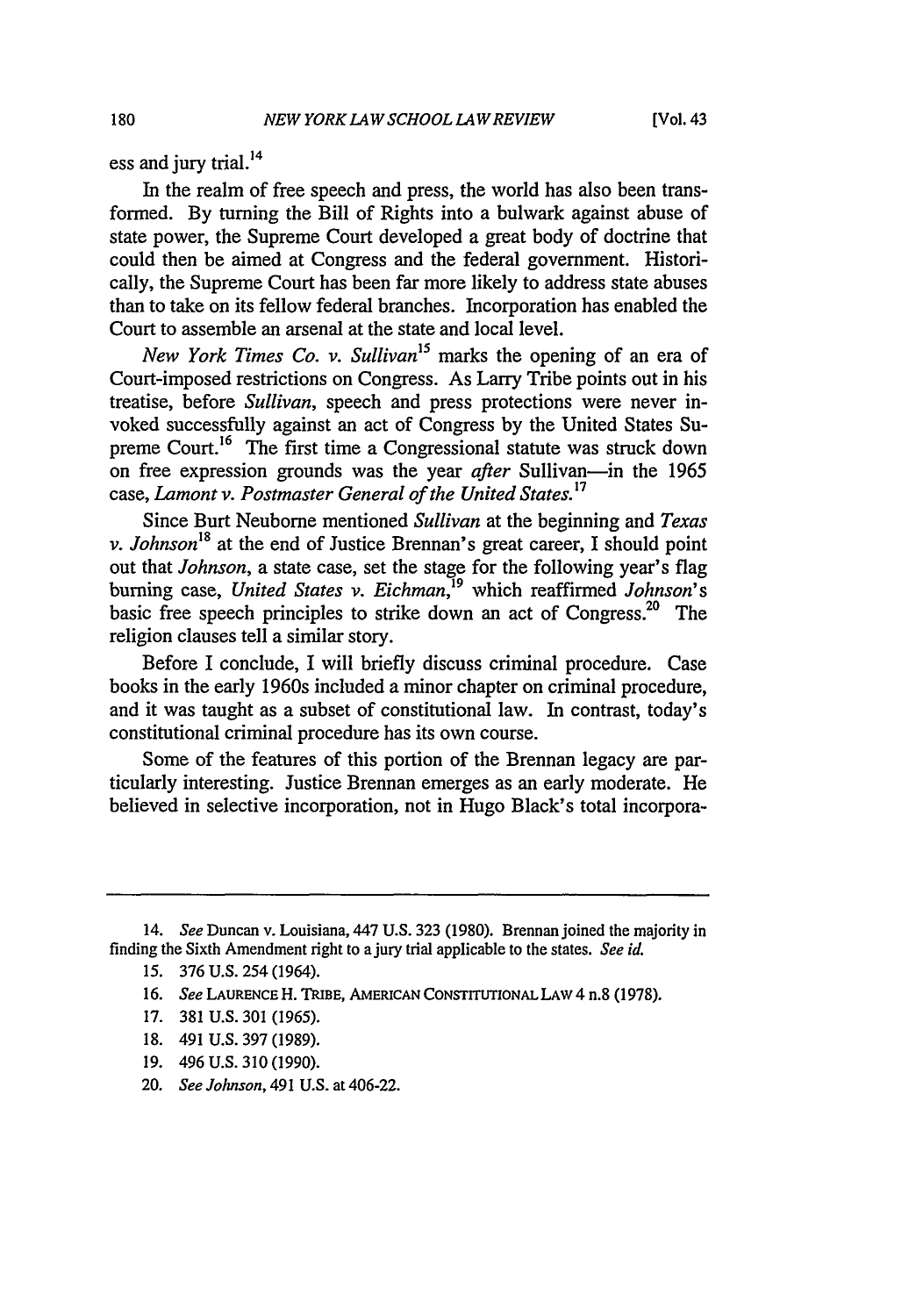ess and jury trial.[14]

In the realm of free speech and press, the world has also been transformed. By turning the Bill of Rights into a bulwark against abuse of state power, the Supreme Court developed a great body of doctrine that could then be aimed at Congress and the federal government. Historically, the Supreme Court has been far more likely to address state abuses than to take on its fellow federal branches. Incorporation has enabled the Court to assemble an arsenal at the state and local level.

*New York Times Co. v. Sullivan*[15] marks the opening of an era of Court-imposed restrictions on Congress. As Larry Tribe points out in his treatise, before *Sullivan*, speech and press protections were never invoked successfully against an act of Congress by the United States Supreme Court.[16] The first time a Congressional statute was struck down on free expression grounds was the year *after* Sullivan—in the 1965 case, *Lamont v. Postmaster General of the United States.*[17]

Since Burt Neuborne mentioned *Sullivan* at the beginning and *Texas v. Johnson*[18] at the end of Justice Brennan's great career, I should point out that *Johnson*, a state case, set the stage for the following year's flag burning case, *United States v. Eichman*,[19] which reaffirmed *Johnson*'s basic free speech principles to strike down an act of Congress.[20] The religion clauses tell a similar story.

Before I conclude, I will briefly discuss criminal procedure. Case books in the early 1960s included a minor chapter on criminal procedure, and it was taught as a subset of constitutional law. In contrast, today's constitutional criminal procedure has its own course.

Some of the features of this portion of the Brennan legacy are particularly interesting. Justice Brennan emerges as an early moderate. He believed in selective incorporation, not in Hugo Black's total incorpora-

---

14. *See* Duncan v. Louisiana, 447 U.S. 323 (1980). Brennan joined the majority in finding the Sixth Amendment right to a jury trial applicable to the states. *See id.*

15. 376 U.S. 254 (1964).

16. *See* LAURENCE H. TRIBE, AMERICAN CONSTITUTIONAL LAW 4 n.8 (1978).

17. 381 U.S. 301 (1965).

18. 491 U.S. 397 (1989).

19. 496 U.S. 310 (1990).

20. *See Johnson*, 491 U.S. at 406-22.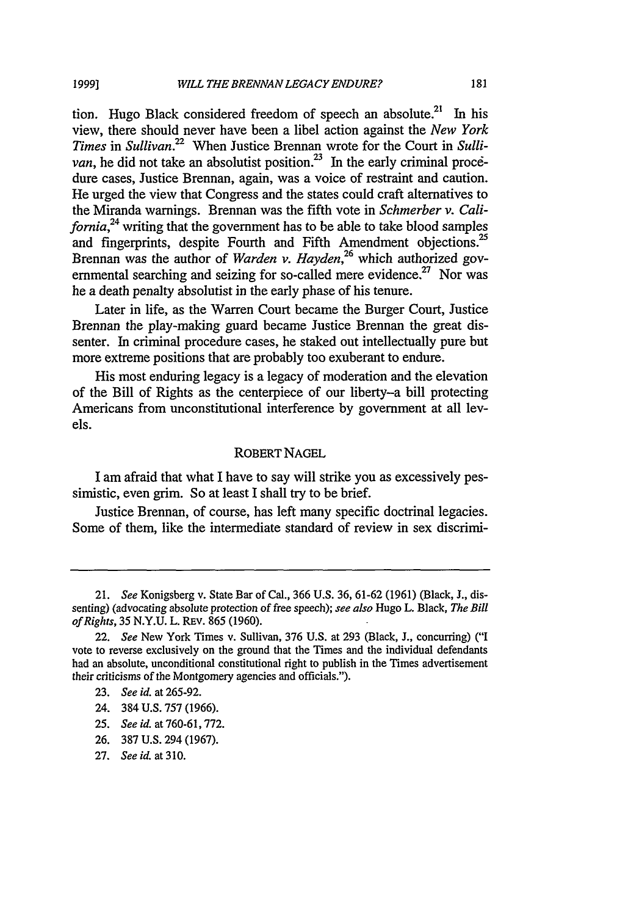tion. Hugo Black considered freedom of speech an absolute.[21] In his view, there should never have been a libel action against the *New York Times* in *Sullivan*.[22] When Justice Brennan wrote for the Court in *Sullivan*, he did not take an absolutist position.[23] In the early criminal procedure cases, Justice Brennan, again, was a voice of restraint and caution. He urged the view that Congress and the states could craft alternatives to the Miranda warnings. Brennan was the fifth vote in *Schmerber v. California*,[24] writing that the government has to be able to take blood samples and fingerprints, despite Fourth and Fifth Amendment objections.[25] Brennan was the author of *Warden v. Hayden*,[26] which authorized governmental searching and seizing for so-called mere evidence.[27] Nor was he a death penalty absolutist in the early phase of his tenure.

Later in life, as the Warren Court became the Burger Court, Justice Brennan the play-making guard became Justice Brennan the great dissenter. In criminal procedure cases, he staked out intellectually pure but more extreme positions that are probably too exuberant to endure.

His most enduring legacy is a legacy of moderation and the elevation of the Bill of Rights as the centerpiece of our liberty–a bill protecting Americans from unconstitutional interference by government at all levels.

## ROBERT NAGEL

I am afraid that what I have to say will strike you as excessively pessimistic, even grim. So at least I shall try to be brief.

Justice Brennan, of course, has left many specific doctrinal legacies. Some of them, like the intermediate standard of review in sex discrimi-

---

21. *See* Konigsberg v. State Bar of Cal., 366 U.S. 36, 61-62 (1961) (Black, J., dissenting) (advocating absolute protection of free speech); *see also* Hugo L. Black, *The Bill of Rights*, 35 N.Y.U. L. REV. 865 (1960).

22. *See* New York Times v. Sullivan, 376 U.S. at 293 (Black, J., concurring) ("I vote to reverse exclusively on the ground that the Times and the individual defendants had an absolute, unconditional constitutional right to publish in the Times advertisement their criticisms of the Montgomery agencies and officials.").

23. *See id.* at 265-92.

24. 384 U.S. 757 (1966).

25. *See id.* at 760-61, 772.

26. 387 U.S. 294 (1967).

27. *See id.* at 310.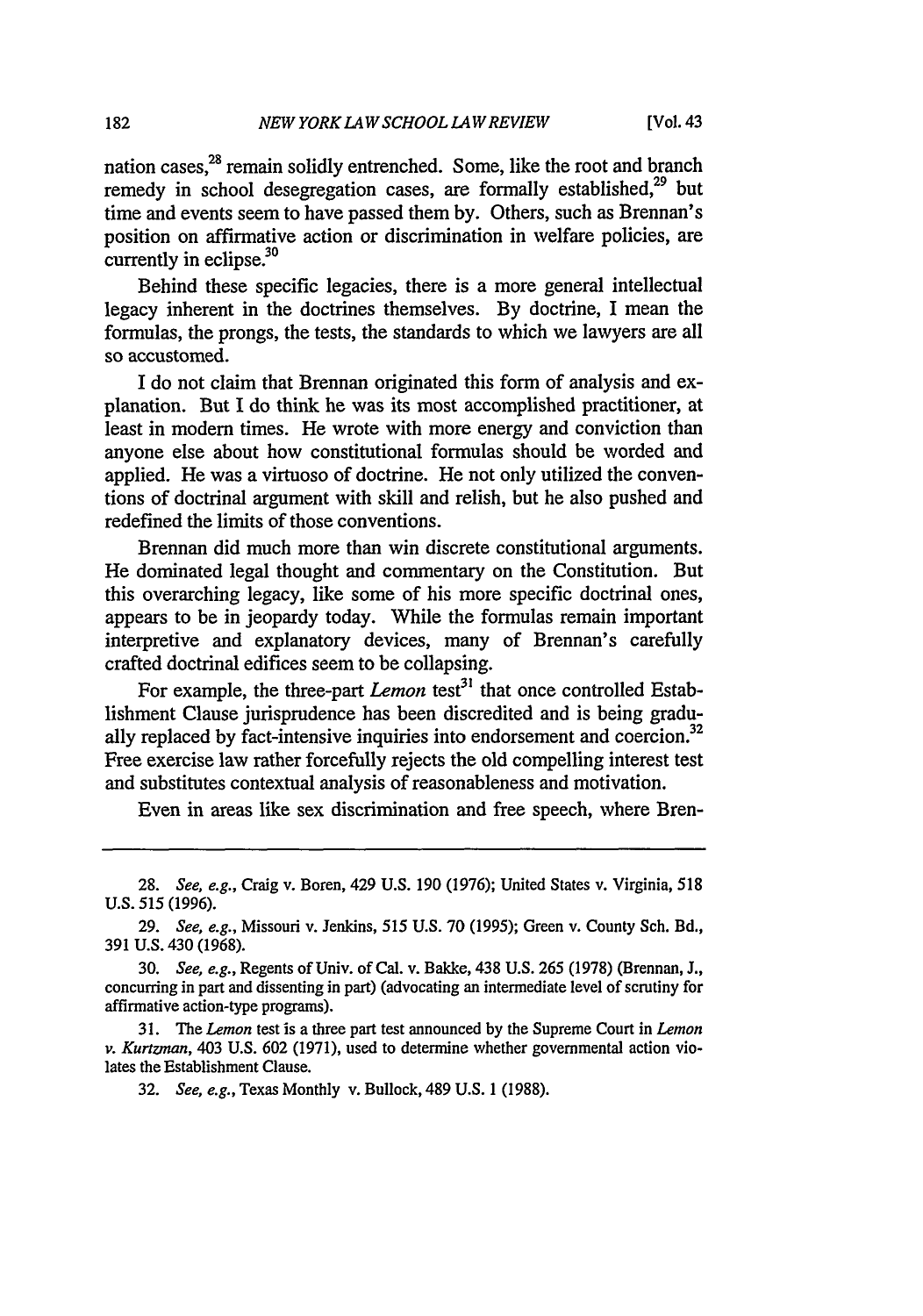nation cases,[28] remain solidly entrenched. Some, like the root and branch remedy in school desegregation cases, are formally established,[29] but time and events seem to have passed them by. Others, such as Brennan's position on affirmative action or discrimination in welfare policies, are currently in eclipse.[30]

Behind these specific legacies, there is a more general intellectual legacy inherent in the doctrines themselves. By doctrine, I mean the formulas, the prongs, the tests, the standards to which we lawyers are all so accustomed.

I do not claim that Brennan originated this form of analysis and explanation. But I do think he was its most accomplished practitioner, at least in modern times. He wrote with more energy and conviction than anyone else about how constitutional formulas should be worded and applied. He was a virtuoso of doctrine. He not only utilized the conventions of doctrinal argument with skill and relish, but he also pushed and redefined the limits of those conventions.

Brennan did much more than win discrete constitutional arguments. He dominated legal thought and commentary on the Constitution. But this overarching legacy, like some of his more specific doctrinal ones, appears to be in jeopardy today. While the formulas remain important interpretive and explanatory devices, many of Brennan's carefully crafted doctrinal edifices seem to be collapsing.

For example, the three-part *Lemon* test[31] that once controlled Establishment Clause jurisprudence has been discredited and is being gradually replaced by fact-intensive inquiries into endorsement and coercion.[32] Free exercise law rather forcefully rejects the old compelling interest test and substitutes contextual analysis of reasonableness and motivation.

Even in areas like sex discrimination and free speech, where Bren-

---

28. *See, e.g.*, Craig v. Boren, 429 U.S. 190 (1976); United States v. Virginia, 518 U.S. 515 (1996).

29. *See, e.g.*, Missouri v. Jenkins, 515 U.S. 70 (1995); Green v. County Sch. Bd., 391 U.S. 430 (1968).

30. *See, e.g.*, Regents of Univ. of Cal. v. Bakke, 438 U.S. 265 (1978) (Brennan, J., concurring in part and dissenting in part) (advocating an intermediate level of scrutiny for affirmative action-type programs).

31. The *Lemon* test is a three part test announced by the Supreme Court in *Lemon v. Kurtzman*, 403 U.S. 602 (1971), used to determine whether governmental action violates the Establishment Clause.

32. *See, e.g.*, Texas Monthly v. Bullock, 489 U.S. 1 (1988).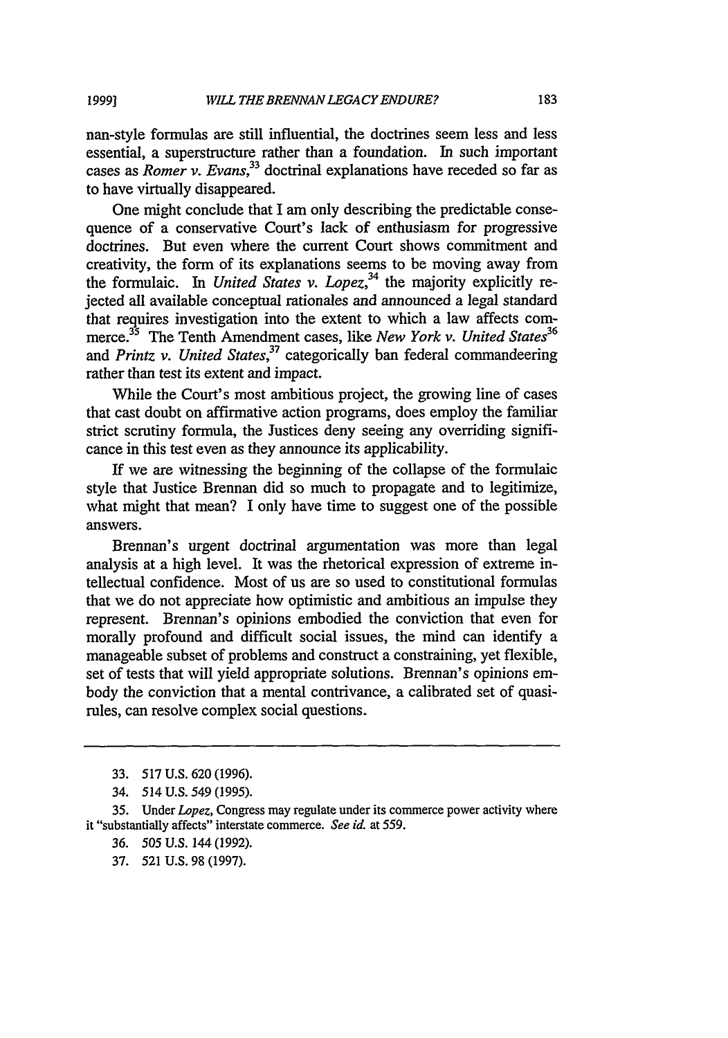nan-style formulas are still influential, the doctrines seem less and less essential, a superstructure rather than a foundation. In such important cases as *Romer v. Evans*,[33] doctrinal explanations have receded so far as to have virtually disappeared.

One might conclude that I am only describing the predictable consequence of a conservative Court's lack of enthusiasm for progressive doctrines. But even where the current Court shows commitment and creativity, the form of its explanations seems to be moving away from the formulaic. In *United States v. Lopez*,[34] the majority explicitly rejected all available conceptual rationales and announced a legal standard that requires investigation into the extent to which a law affects commerce.[35] The Tenth Amendment cases, like *New York v. United States*[36] and *Printz v. United States*,[37] categorically ban federal commandeering rather than test its extent and impact.

While the Court's most ambitious project, the growing line of cases that cast doubt on affirmative action programs, does employ the familiar strict scrutiny formula, the Justices deny seeing any overriding significance in this test even as they announce its applicability.

If we are witnessing the beginning of the collapse of the formulaic style that Justice Brennan did so much to propagate and to legitimize, what might that mean? I only have time to suggest one of the possible answers.

Brennan's urgent doctrinal argumentation was more than legal analysis at a high level. It was the rhetorical expression of extreme intellectual confidence. Most of us are so used to constitutional formulas that we do not appreciate how optimistic and ambitious an impulse they represent. Brennan's opinions embodied the conviction that even for morally profound and difficult social issues, the mind can identify a manageable subset of problems and construct a constraining, yet flexible, set of tests that will yield appropriate solutions. Brennan's opinions embody the conviction that a mental contrivance, a calibrated set of quasi-rules, can resolve complex social questions.

---

33. 517 U.S. 620 (1996).

34. 514 U.S. 549 (1995).

35. Under *Lopez*, Congress may regulate under its commerce power activity where it "substantially affects" interstate commerce. *See id.* at 559.

36. 505 U.S. 144 (1992).

37. 521 U.S. 98 (1997).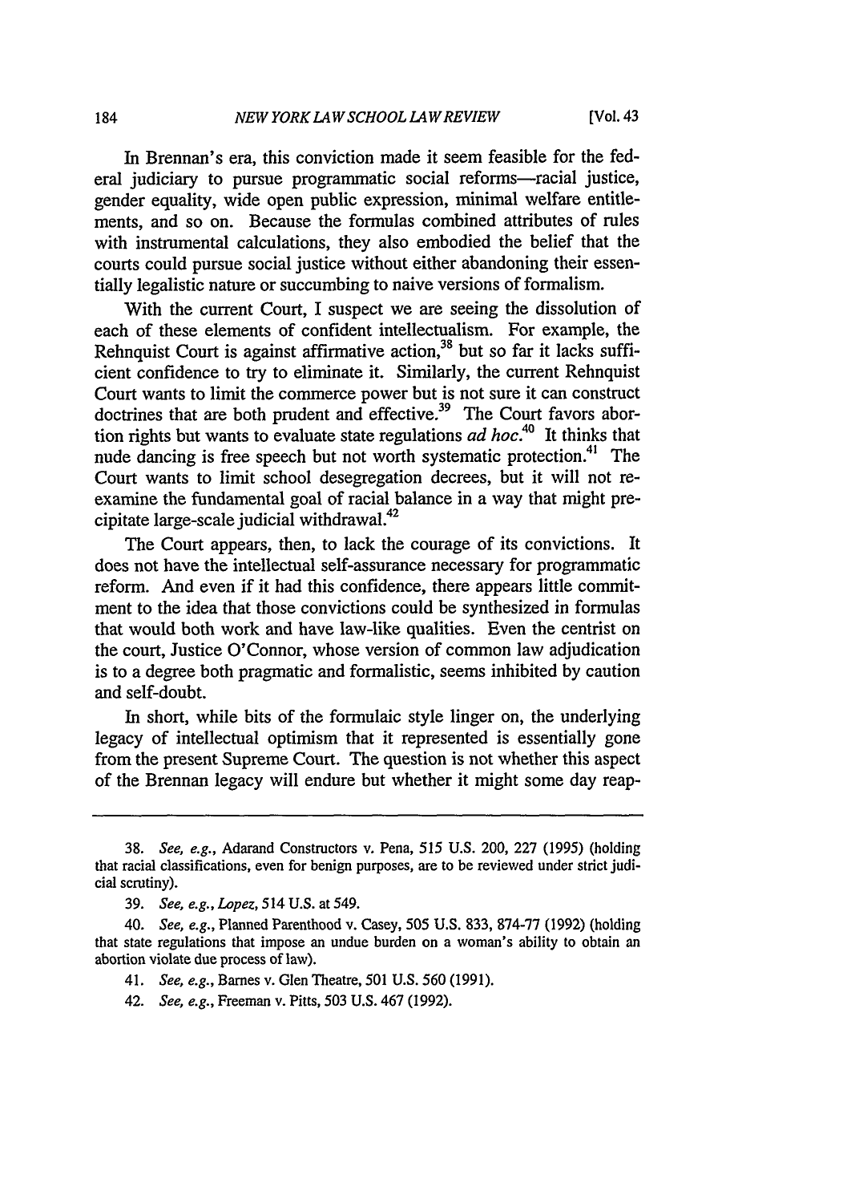In Brennan's era, this conviction made it seem feasible for the federal judiciary to pursue programmatic social reforms—racial justice, gender equality, wide open public expression, minimal welfare entitlements, and so on. Because the formulas combined attributes of rules with instrumental calculations, they also embodied the belief that the courts could pursue social justice without either abandoning their essentially legalistic nature or succumbing to naive versions of formalism.

With the current Court, I suspect we are seeing the dissolution of each of these elements of confident intellectualism. For example, the Rehnquist Court is against affirmative action,[38] but so far it lacks sufficient confidence to try to eliminate it. Similarly, the current Rehnquist Court wants to limit the commerce power but is not sure it can construct doctrines that are both prudent and effective.[39] The Court favors abortion rights but wants to evaluate state regulations *ad hoc*.[40] It thinks that nude dancing is free speech but not worth systematic protection.[41] The Court wants to limit school desegregation decrees, but it will not reexamine the fundamental goal of racial balance in a way that might precipitate large-scale judicial withdrawal.[42]

The Court appears, then, to lack the courage of its convictions. It does not have the intellectual self-assurance necessary for programmatic reform. And even if it had this confidence, there appears little commitment to the idea that those convictions could be synthesized in formulas that would both work and have law-like qualities. Even the centrist on the court, Justice O'Connor, whose version of common law adjudication is to a degree both pragmatic and formalistic, seems inhibited by caution and self-doubt.

In short, while bits of the formulaic style linger on, the underlying legacy of intellectual optimism that it represented is essentially gone from the present Supreme Court. The question is not whether this aspect of the Brennan legacy will endure but whether it might some day reap-

---

38. *See, e.g.*, Adarand Constructors v. Pena, 515 U.S. 200, 227 (1995) (holding that racial classifications, even for benign purposes, are to be reviewed under strict judicial scrutiny).

39. *See, e.g.*, *Lopez*, 514 U.S. at 549.

40. *See, e.g.*, Planned Parenthood v. Casey, 505 U.S. 833, 874-77 (1992) (holding that state regulations that impose an undue burden on a woman's ability to obtain an abortion violate due process of law).

41. *See, e.g.*, Barnes v. Glen Theatre, 501 U.S. 560 (1991).

42. *See, e.g.*, Freeman v. Pitts, 503 U.S. 467 (1992).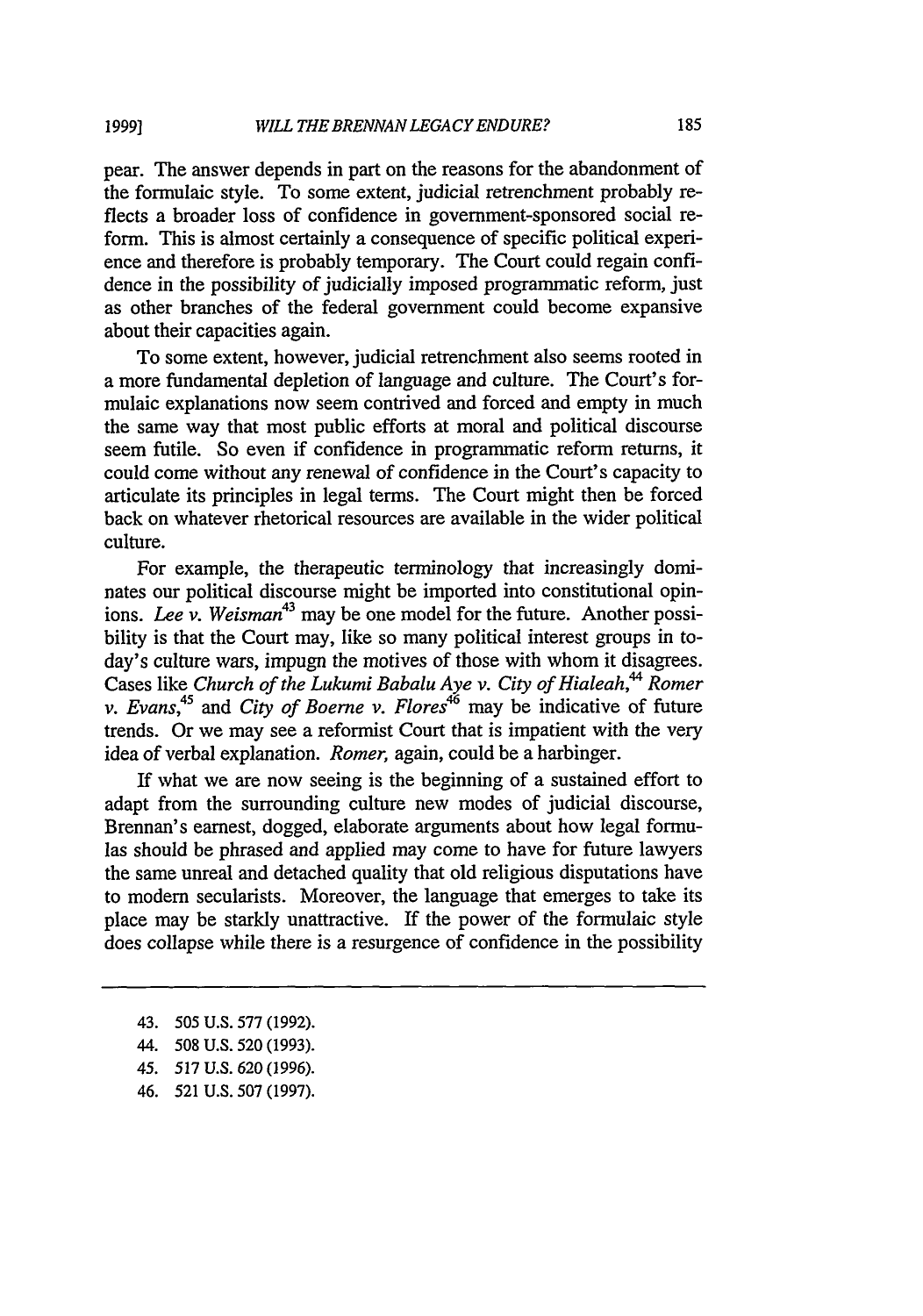pear. The answer depends in part on the reasons for the abandonment of the formulaic style. To some extent, judicial retrenchment probably reflects a broader loss of confidence in government-sponsored social reform. This is almost certainly a consequence of specific political experience and therefore is probably temporary. The Court could regain confidence in the possibility of judicially imposed programmatic reform, just as other branches of the federal government could become expansive about their capacities again.

To some extent, however, judicial retrenchment also seems rooted in a more fundamental depletion of language and culture. The Court's formulaic explanations now seem contrived and forced and empty in much the same way that most public efforts at moral and political discourse seem futile. So even if confidence in programmatic reform returns, it could come without any renewal of confidence in the Court's capacity to articulate its principles in legal terms. The Court might then be forced back on whatever rhetorical resources are available in the wider political culture.

For example, the therapeutic terminology that increasingly dominates our political discourse might be imported into constitutional opinions. *Lee v. Weisman*[43] may be one model for the future. Another possibility is that the Court may, like so many political interest groups in today's culture wars, impugn the motives of those with whom it disagrees. Cases like *Church of the Lukumi Babalu Aye v. City of Hialeah*,[44] *Romer v. Evans*,[45] and *City of Boerne v. Flores*[46] may be indicative of future trends. Or we may see a reformist Court that is impatient with the very idea of verbal explanation. *Romer*, again, could be a harbinger.

If what we are now seeing is the beginning of a sustained effort to adapt from the surrounding culture new modes of judicial discourse, Brennan's earnest, dogged, elaborate arguments about how legal formulas should be phrased and applied may come to have for future lawyers the same unreal and detached quality that old religious disputations have to modern secularists. Moreover, the language that emerges to take its place may be starkly unattractive. If the power of the formulaic style does collapse while there is a resurgence of confidence in the possibility

---

43. 505 U.S. 577 (1992).
44. 508 U.S. 520 (1993).
45. 517 U.S. 620 (1996).
46. 521 U.S. 507 (1997).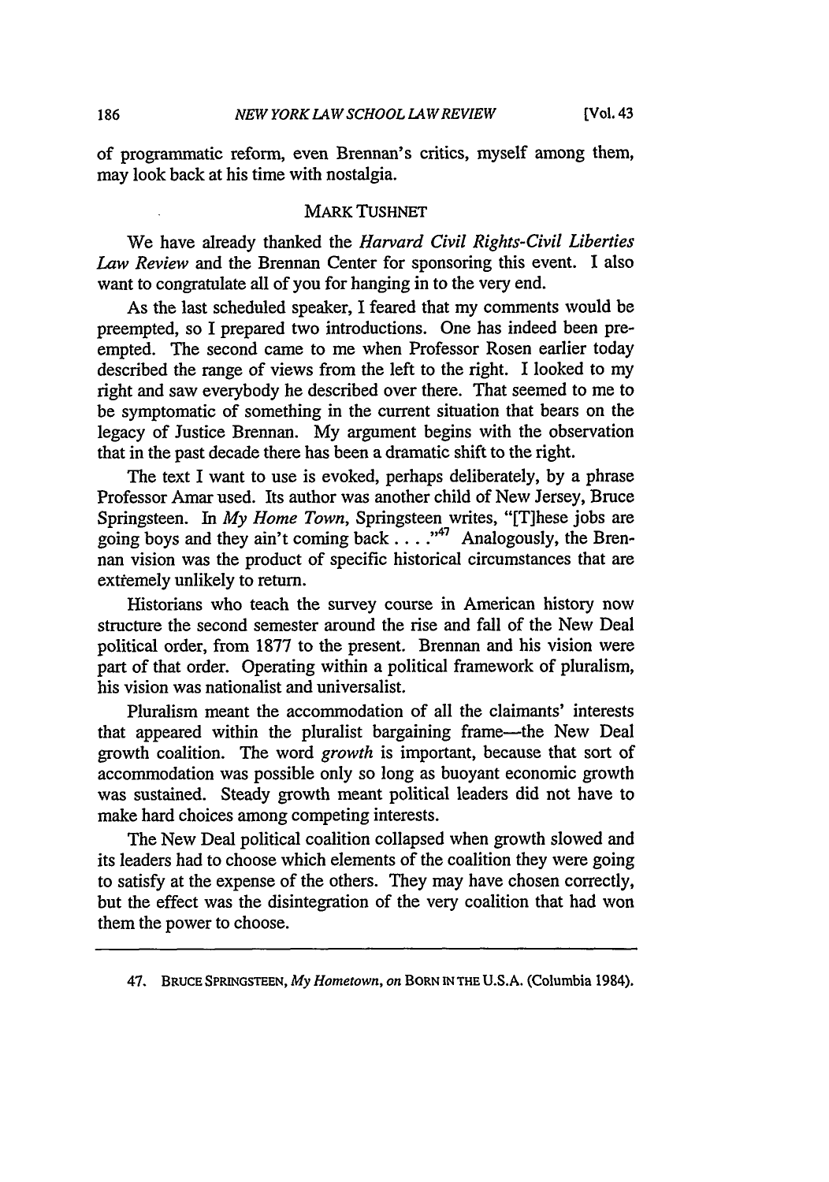of programmatic reform, even Brennan's critics, myself among them, may look back at his time with nostalgia.

### MARK TUSHNET

We have already thanked the *Harvard Civil Rights-Civil Liberties Law Review* and the Brennan Center for sponsoring this event. I also want to congratulate all of you for hanging in to the very end.

As the last scheduled speaker, I feared that my comments would be preempted, so I prepared two introductions. One has indeed been preempted. The second came to me when Professor Rosen earlier today described the range of views from the left to the right. I looked to my right and saw everybody he described over there. That seemed to me to be symptomatic of something in the current situation that bears on the legacy of Justice Brennan. My argument begins with the observation that in the past decade there has been a dramatic shift to the right.

The text I want to use is evoked, perhaps deliberately, by a phrase Professor Amar used. Its author was another child of New Jersey, Bruce Springsteen. In *My Home Town*, Springsteen writes, "[T]hese jobs are going boys and they ain't coming back . . . ."[47] Analogously, the Brennan vision was the product of specific historical circumstances that are extremely unlikely to return.

Historians who teach the survey course in American history now structure the second semester around the rise and fall of the New Deal political order, from 1877 to the present. Brennan and his vision were part of that order. Operating within a political framework of pluralism, his vision was nationalist and universalist.

Pluralism meant the accommodation of all the claimants' interests that appeared within the pluralist bargaining frame—the New Deal growth coalition. The word *growth* is important, because that sort of accommodation was possible only so long as buoyant economic growth was sustained. Steady growth meant political leaders did not have to make hard choices among competing interests.

The New Deal political coalition collapsed when growth slowed and its leaders had to choose which elements of the coalition they were going to satisfy at the expense of the others. They may have chosen correctly, but the effect was the disintegration of the very coalition that had won them the power to choose.

---

47. BRUCE SPRINGSTEEN, *My Hometown*, *on* BORN IN THE U.S.A. (Columbia 1984).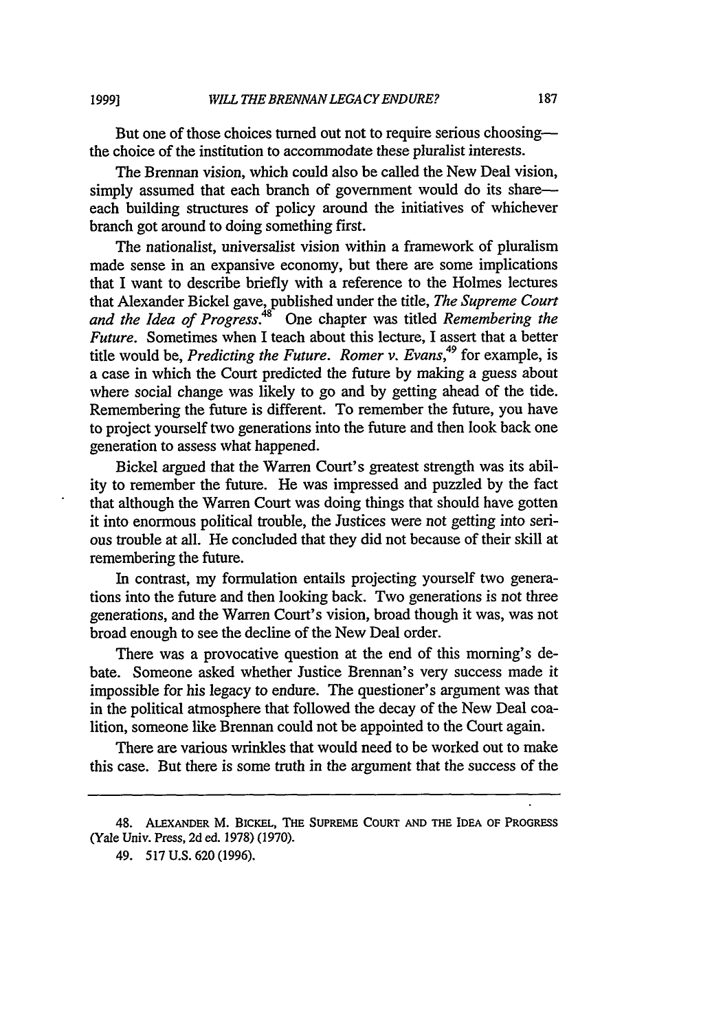But one of those choices turned out not to require serious choosing—the choice of the institution to accommodate these pluralist interests.

The Brennan vision, which could also be called the New Deal vision, simply assumed that each branch of government would do its share—each building structures of policy around the initiatives of whichever branch got around to doing something first.

The nationalist, universalist vision within a framework of pluralism made sense in an expansive economy, but there are some implications that I want to describe briefly with a reference to the Holmes lectures that Alexander Bickel gave, published under the title, *The Supreme Court and the Idea of Progress*.[48] One chapter was titled *Remembering the Future*. Sometimes when I teach about this lecture, I assert that a better title would be, *Predicting the Future*. *Romer v. Evans*,[49] for example, is a case in which the Court predicted the future by making a guess about where social change was likely to go and by getting ahead of the tide. Remembering the future is different. To remember the future, you have to project yourself two generations into the future and then look back one generation to assess what happened.

Bickel argued that the Warren Court's greatest strength was its ability to remember the future. He was impressed and puzzled by the fact that although the Warren Court was doing things that should have gotten it into enormous political trouble, the Justices were not getting into serious trouble at all. He concluded that they did not because of their skill at remembering the future.

In contrast, my formulation entails projecting yourself two generations into the future and then looking back. Two generations is not three generations, and the Warren Court's vision, broad though it was, was not broad enough to see the decline of the New Deal order.

There was a provocative question at the end of this morning's debate. Someone asked whether Justice Brennan's very success made it impossible for his legacy to endure. The questioner's argument was that in the political atmosphere that followed the decay of the New Deal coalition, someone like Brennan could not be appointed to the Court again.

There are various wrinkles that would need to be worked out to make this case. But there is some truth in the argument that the success of the

---

48. ALEXANDER M. BICKEL, THE SUPREME COURT AND THE IDEA OF PROGRESS (Yale Univ. Press, 2d ed. 1978) (1970).

49. 517 U.S. 620 (1996).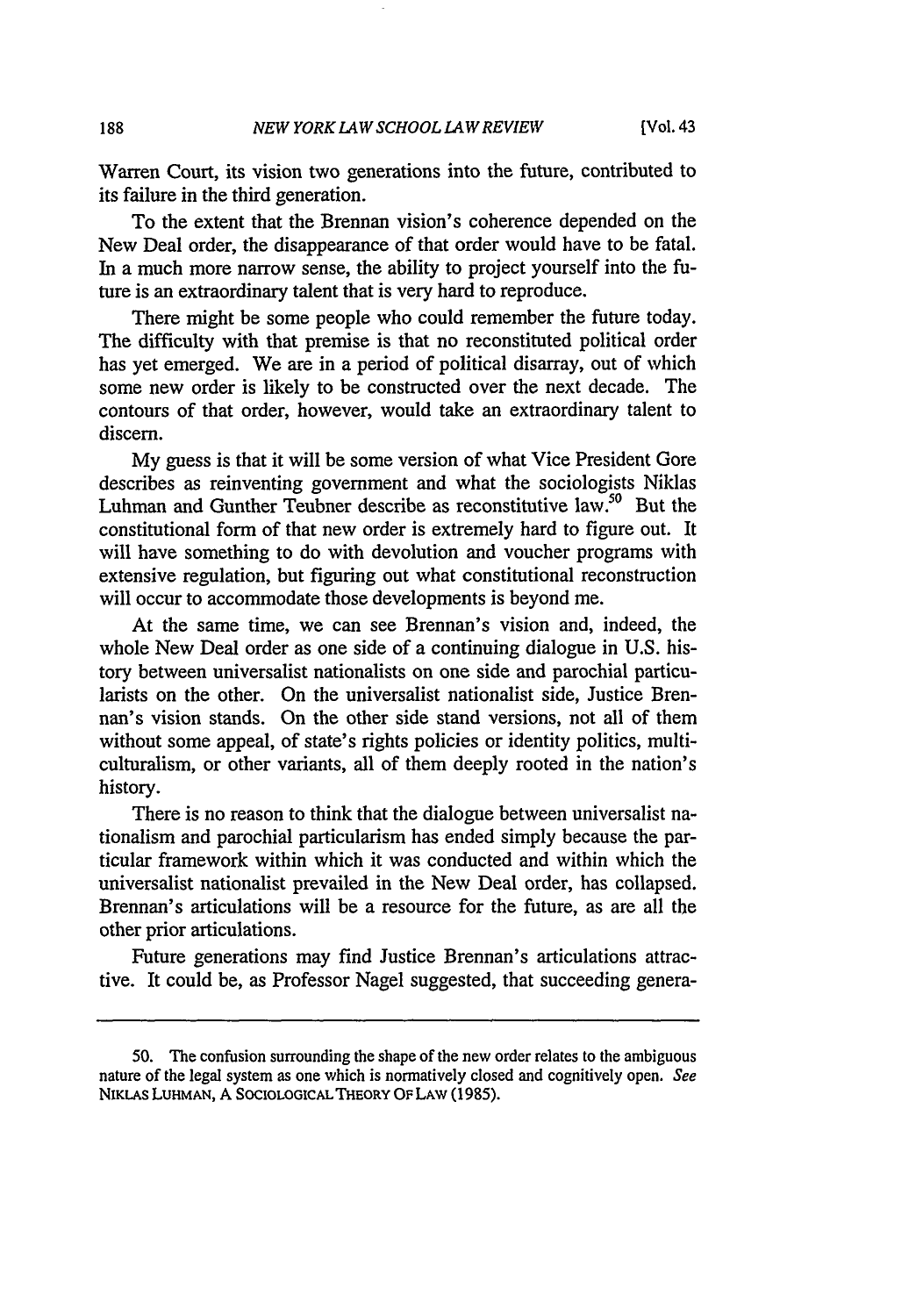Warren Court, its vision two generations into the future, contributed to its failure in the third generation.

To the extent that the Brennan vision's coherence depended on the New Deal order, the disappearance of that order would have to be fatal. In a much more narrow sense, the ability to project yourself into the future is an extraordinary talent that is very hard to reproduce.

There might be some people who could remember the future today. The difficulty with that premise is that no reconstituted political order has yet emerged. We are in a period of political disarray, out of which some new order is likely to be constructed over the next decade. The contours of that order, however, would take an extraordinary talent to discern.

My guess is that it will be some version of what Vice President Gore describes as reinventing government and what the sociologists Niklas Luhman and Gunther Teubner describe as reconstitutive law.[50] But the constitutional form of that new order is extremely hard to figure out. It will have something to do with devolution and voucher programs with extensive regulation, but figuring out what constitutional reconstruction will occur to accommodate those developments is beyond me.

At the same time, we can see Brennan's vision and, indeed, the whole New Deal order as one side of a continuing dialogue in U.S. history between universalist nationalists on one side and parochial particularists on the other. On the universalist nationalist side, Justice Brennan's vision stands. On the other side stand versions, not all of them without some appeal, of state's rights policies or identity politics, multiculturalism, or other variants, all of them deeply rooted in the nation's history.

There is no reason to think that the dialogue between universalist nationalism and parochial particularism has ended simply because the particular framework within which it was conducted and within which the universalist nationalist prevailed in the New Deal order, has collapsed. Brennan's articulations will be a resource for the future, as are all the other prior articulations.

Future generations may find Justice Brennan's articulations attractive. It could be, as Professor Nagel suggested, that succeeding genera-

---

50. The confusion surrounding the shape of the new order relates to the ambiguous nature of the legal system as one which is normatively closed and cognitively open. *See* NIKLAS LUHMAN, A SOCIOLOGICAL THEORY OF LAW (1985).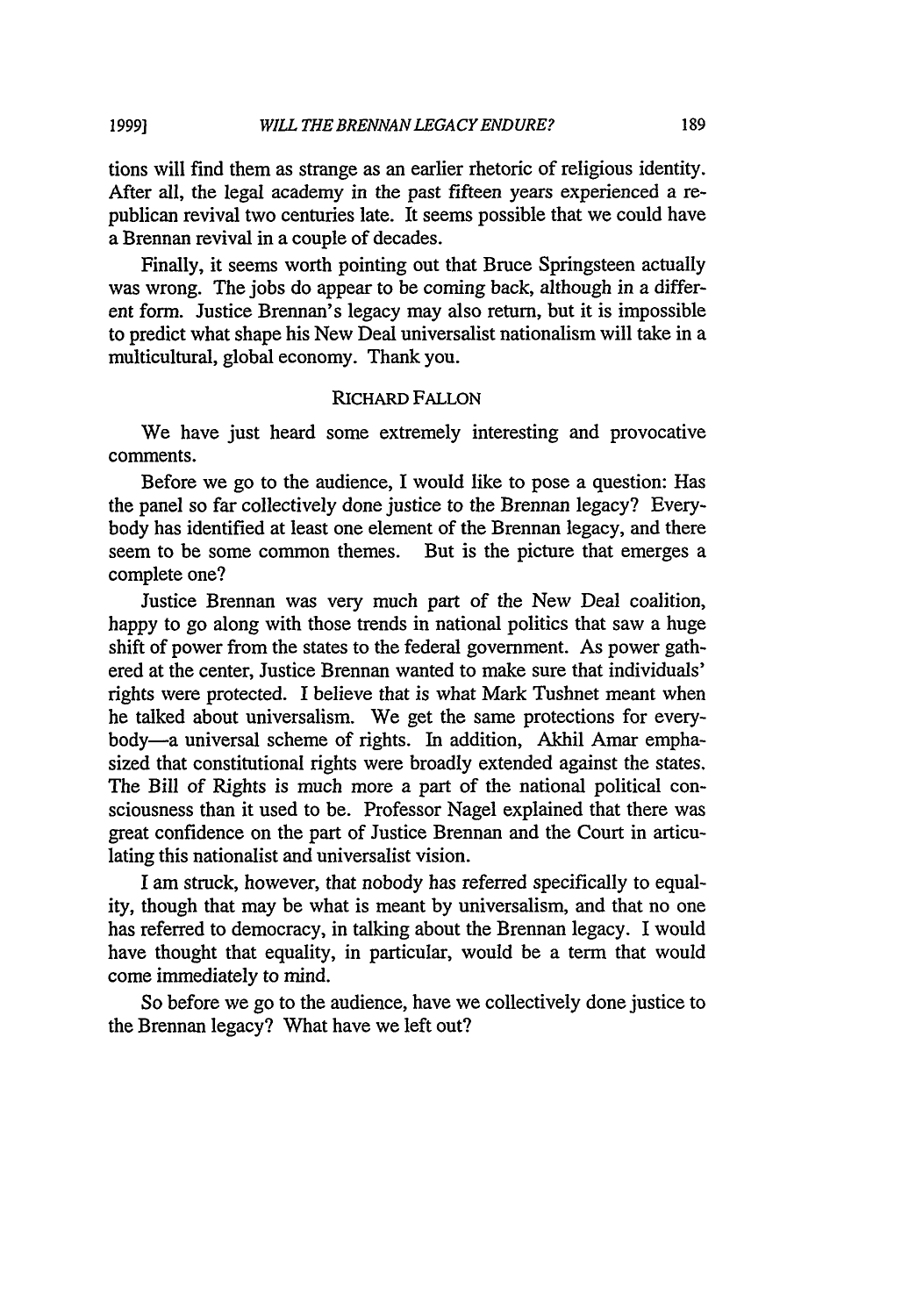tions will find them as strange as an earlier rhetoric of religious identity. After all, the legal academy in the past fifteen years experienced a republican revival two centuries late. It seems possible that we could have a Brennan revival in a couple of decades.

Finally, it seems worth pointing out that Bruce Springsteen actually was wrong. The jobs do appear to be coming back, although in a different form. Justice Brennan's legacy may also return, but it is impossible to predict what shape his New Deal universalist nationalism will take in a multicultural, global economy. Thank you.

RICHARD FALLON

We have just heard some extremely interesting and provocative comments.

Before we go to the audience, I would like to pose a question: Has the panel so far collectively done justice to the Brennan legacy? Everybody has identified at least one element of the Brennan legacy, and there seem to be some common themes. But is the picture that emerges a complete one?

Justice Brennan was very much part of the New Deal coalition, happy to go along with those trends in national politics that saw a huge shift of power from the states to the federal government. As power gathered at the center, Justice Brennan wanted to make sure that individuals' rights were protected. I believe that is what Mark Tushnet meant when he talked about universalism. We get the same protections for everybody—a universal scheme of rights. In addition, Akhil Amar emphasized that constitutional rights were broadly extended against the states. The Bill of Rights is much more a part of the national political consciousness than it used to be. Professor Nagel explained that there was great confidence on the part of Justice Brennan and the Court in articulating this nationalist and universalist vision.

I am struck, however, that nobody has referred specifically to equality, though that may be what is meant by universalism, and that no one has referred to democracy, in talking about the Brennan legacy. I would have thought that equality, in particular, would be a term that would come immediately to mind.

So before we go to the audience, have we collectively done justice to the Brennan legacy? What have we left out?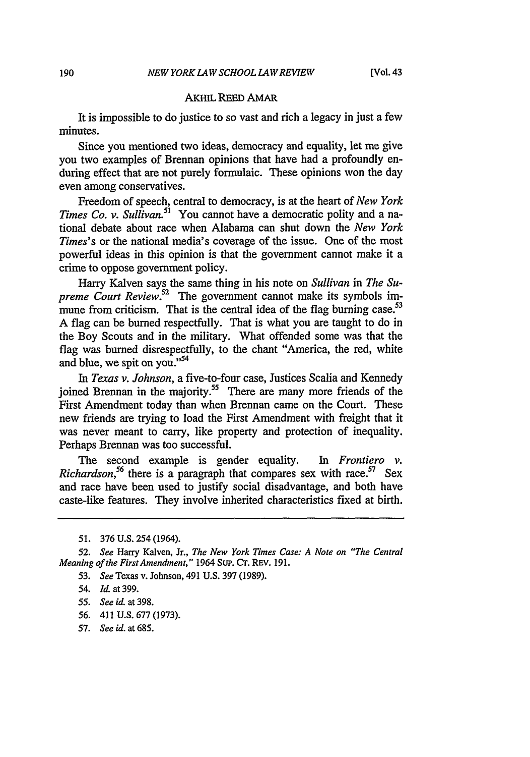AKHIL REED AMAR

It is impossible to do justice to so vast and rich a legacy in just a few minutes.

Since you mentioned two ideas, democracy and equality, let me give you two examples of Brennan opinions that have had a profoundly enduring effect that are not purely formulaic. These opinions won the day even among conservatives.

Freedom of speech, central to democracy, is at the heart of *New York Times Co. v. Sullivan.*[51] You cannot have a democratic polity and a national debate about race when Alabama can shut down the *New York Times*'s or the national media's coverage of the issue. One of the most powerful ideas in this opinion is that the government cannot make it a crime to oppose government policy.

Harry Kalven says the same thing in his note on *Sullivan* in *The Supreme Court Review.*[52] The government cannot make its symbols immune from criticism. That is the central idea of the flag burning case.[53] A flag can be burned respectfully. That is what you are taught to do in the Boy Scouts and in the military. What offended some was that the flag was burned disrespectfully, to the chant "America, the red, white and blue, we spit on you."[54]

In *Texas v. Johnson*, a five-to-four case, Justices Scalia and Kennedy joined Brennan in the majority.[55] There are many more friends of the First Amendment today than when Brennan came on the Court. These new friends are trying to load the First Amendment with freight that it was never meant to carry, like property and protection of inequality. Perhaps Brennan was too successful.

The second example is gender equality. In *Frontiero v. Richardson*,[56] there is a paragraph that compares sex with race.[57] Sex and race have been used to justify social disadvantage, and both have caste-like features. They involve inherited characteristics fixed at birth.

---

51. 376 U.S. 254 (1964).

52. *See* Harry Kalven, Jr., *The New York Times Case: A Note on "The Central Meaning of the First Amendment,"* 1964 SUP. CT. REV. 191.

53. *See* Texas v. Johnson, 491 U.S. 397 (1989).

54. *Id.* at 399.

55. *See id.* at 398.

56. 411 U.S. 677 (1973).

57. *See id.* at 685.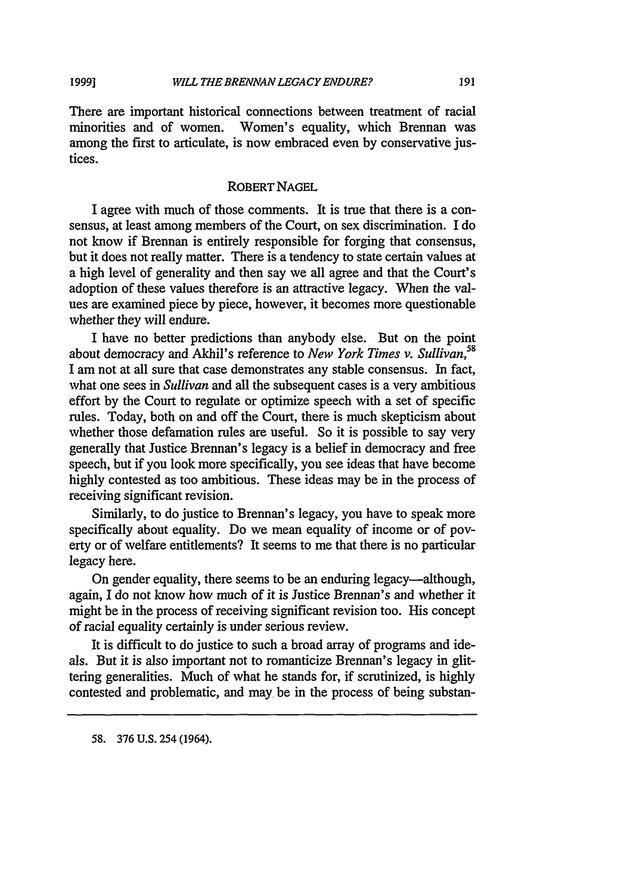There are important historical connections between treatment of racial minorities and of women. Women's equality, which Brennan was among the first to articulate, is now embraced even by conservative justices.

### ROBERT NAGEL

I agree with much of those comments. It is true that there is a consensus, at least among members of the Court, on sex discrimination. I do not know if Brennan is entirely responsible for forging that consensus, but it does not really matter. There is a tendency to state certain values at a high level of generality and then say we all agree and that the Court's adoption of these values therefore is an attractive legacy. When the values are examined piece by piece, however, it becomes more questionable whether they will endure.

I have no better predictions than anybody else. But on the point about democracy and Akhil's reference to *New York Times v. Sullivan*,[58] I am not at all sure that case demonstrates any stable consensus. In fact, what one sees in *Sullivan* and all the subsequent cases is a very ambitious effort by the Court to regulate or optimize speech with a set of specific rules. Today, both on and off the Court, there is much skepticism about whether those defamation rules are useful. So it is possible to say very generally that Justice Brennan's legacy is a belief in democracy and free speech, but if you look more specifically, you see ideas that have become highly contested as too ambitious. These ideas may be in the process of receiving significant revision.

Similarly, to do justice to Brennan's legacy, you have to speak more specifically about equality. Do we mean equality of income or of poverty or of welfare entitlements? It seems to me that there is no particular legacy here.

On gender equality, there seems to be an enduring legacy—although, again, I do not know how much of it is Justice Brennan's and whether it might be in the process of receiving significant revision too. His concept of racial equality certainly is under serious review.

It is difficult to do justice to such a broad array of programs and ideals. But it is also important not to romanticize Brennan's legacy in glittering generalities. Much of what he stands for, if scrutinized, is highly contested and problematic, and may be in the process of being substan-

58. 376 U.S. 254 (1964).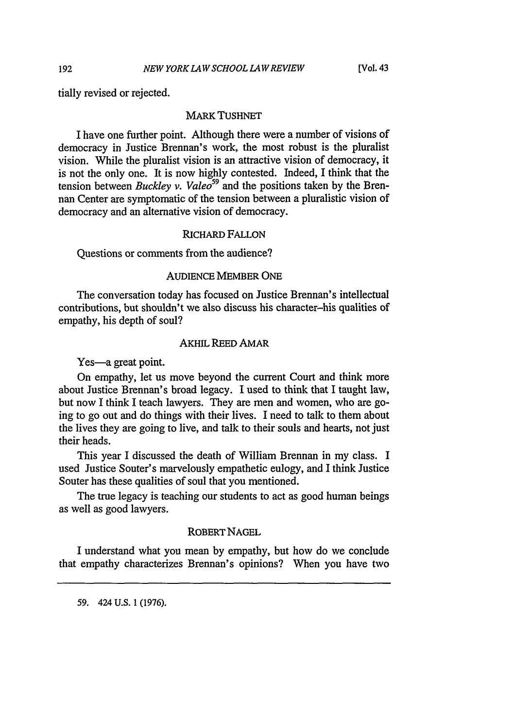tially revised or rejected.

MARK TUSHNET

I have one further point. Although there were a number of visions of democracy in Justice Brennan's work, the most robust is the pluralist vision. While the pluralist vision is an attractive vision of democracy, it is not the only one. It is now highly contested. Indeed, I think that the tension between *Buckley v. Valeo*[59] and the positions taken by the Brennan Center are symptomatic of the tension between a pluralistic vision of democracy and an alternative vision of democracy.

RICHARD FALLON

Questions or comments from the audience?

AUDIENCE MEMBER ONE

The conversation today has focused on Justice Brennan's intellectual contributions, but shouldn't we also discuss his character–his qualities of empathy, his depth of soul?

AKHIL REED AMAR

Yes—a great point.

On empathy, let us move beyond the current Court and think more about Justice Brennan's broad legacy. I used to think that I taught law, but now I think I teach lawyers. They are men and women, who are going to go out and do things with their lives. I need to talk to them about the lives they are going to live, and talk to their souls and hearts, not just their heads.

This year I discussed the death of William Brennan in my class. I used Justice Souter's marvelously empathetic eulogy, and I think Justice Souter has these qualities of soul that you mentioned.

The true legacy is teaching our students to act as good human beings as well as good lawyers.

ROBERT NAGEL

I understand what you mean by empathy, but how do we conclude that empathy characterizes Brennan's opinions? When you have two

---

59. 424 U.S. 1 (1976).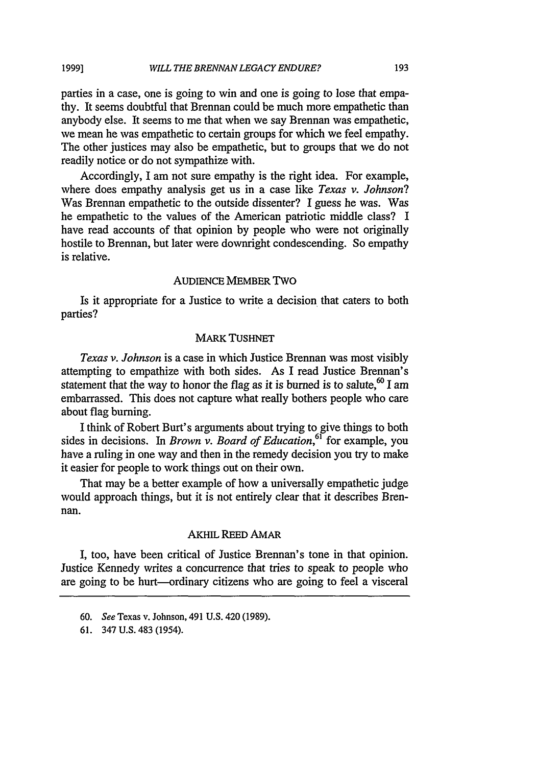parties in a case, one is going to win and one is going to lose that empathy. It seems doubtful that Brennan could be much more empathetic than anybody else. It seems to me that when we say Brennan was empathetic, we mean he was empathetic to certain groups for which we feel empathy. The other justices may also be empathetic, but to groups that we do not readily notice or do not sympathize with.

Accordingly, I am not sure empathy is the right idea. For example, where does empathy analysis get us in a case like *Texas v. Johnson*? Was Brennan empathetic to the outside dissenter? I guess he was. Was he empathetic to the values of the American patriotic middle class? I have read accounts of that opinion by people who were not originally hostile to Brennan, but later were downright condescending. So empathy is relative.

#### AUDIENCE MEMBER TWO

Is it appropriate for a Justice to write a decision that caters to both parties?

#### MARK TUSHNET

*Texas v. Johnson* is a case in which Justice Brennan was most visibly attempting to empathize with both sides. As I read Justice Brennan's statement that the way to honor the flag as it is burned is to salute,[60] I am embarrassed. This does not capture what really bothers people who care about flag burning.

I think of Robert Burt's arguments about trying to give things to both sides in decisions. In *Brown v. Board of Education*,[61] for example, you have a ruling in one way and then in the remedy decision you try to make it easier for people to work things out on their own.

That may be a better example of how a universally empathetic judge would approach things, but it is not entirely clear that it describes Brennan.

#### AKHIL REED AMAR

I, too, have been critical of Justice Brennan's tone in that opinion. Justice Kennedy writes a concurrence that tries to speak to people who are going to be hurt—ordinary citizens who are going to feel a visceral

---

60. *See* Texas v. Johnson, 491 U.S. 420 (1989).

61. 347 U.S. 483 (1954).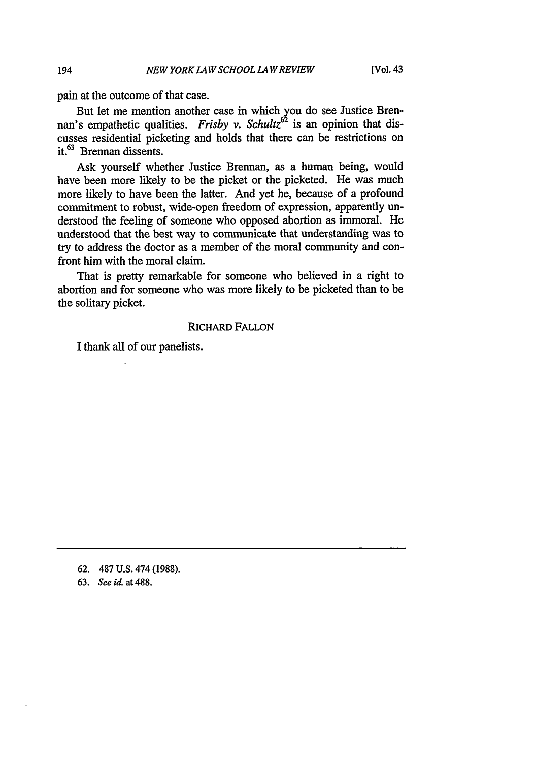pain at the outcome of that case.

But let me mention another case in which you do see Justice Brennan's empathetic qualities. *Frisby v. Schultz*[62] is an opinion that discusses residential picketing and holds that there can be restrictions on it.[63] Brennan dissents.

Ask yourself whether Justice Brennan, as a human being, would have been more likely to be the picket or the picketed. He was much more likely to have been the latter. And yet he, because of a profound commitment to robust, wide-open freedom of expression, apparently understood the feeling of someone who opposed abortion as immoral. He understood that the best way to communicate that understanding was to try to address the doctor as a member of the moral community and confront him with the moral claim.

That is pretty remarkable for someone who believed in a right to abortion and for someone who was more likely to be picketed than to be the solitary picket.

RICHARD FALLON

I thank all of our panelists.

---

62. 487 U.S. 474 (1988).

63. *See id.* at 488.